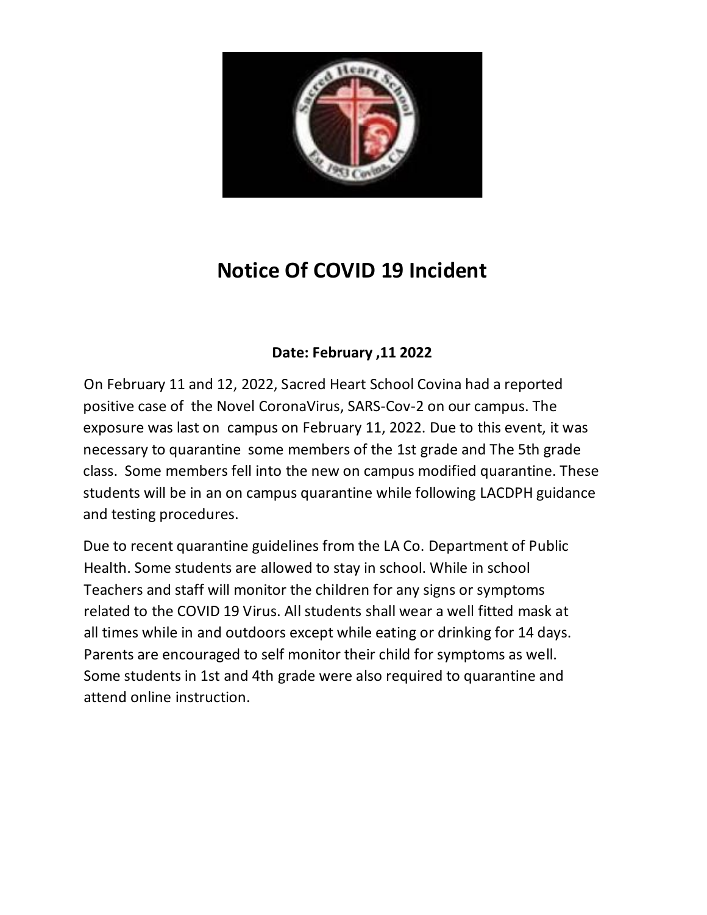# Notice Of COVID 19 Incident

**Date: February ,11 2022**

On February 11 and 12, 2022, Sacred Heart School Covina had a reported positive case of the Novel CoronaVirus, SARS-Cov-2 on our campus. The exposure was last on campus on February 11, 2022. Due to this event, it was necessary to quarantine some members of the 1st grade and The 5th grade class. Some members fell into the new on campus modified quarantine. These students will be in an on campus quarantine while following LACDPH guidance and testing procedures.

Due to recent quarantine guidelines from the LA Co. Department of Public Health. Some students are allowed to stay in school. While in school Teachers and staff will monitor the children for any signs or symptoms related to the COVID 19 Virus. All students shall wear a well fitted mask at all times while in and outdoors except while eating or drinking for 14 days. Parents are encouraged to self monitor their child for symptoms as well. Some students in 1st and 4th grade were also required to quarantine and attend online instruction.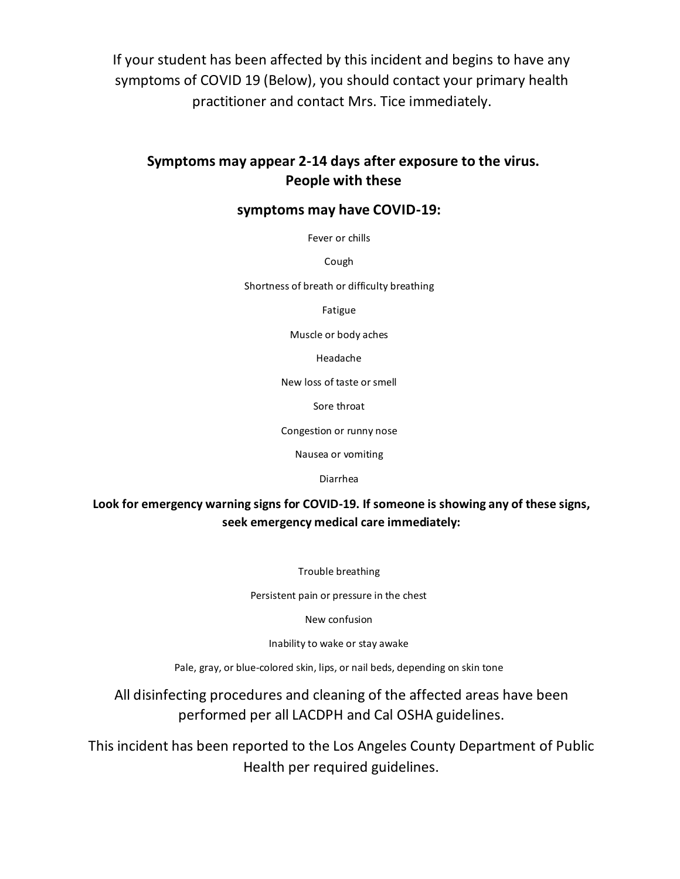If your student has been affected by this incident and begins to have any symptoms of COVID 19 (Below), you should contact your primary health practitioner and contact Mrs. Tice immediately.

**Symptoms may appear 2-14 days after exposure to the virus. People with these**

**symptoms may have COVID-19:**

Fever or chills

Cough

Shortness of breath or difficulty breathing

Fatigue

Muscle or body aches

Headache

New loss of taste or smell

Sore throat

Congestion or runny nose

Nausea or vomiting

Diarrhea

**Look for emergency warning signs for COVID-19. If someone is showing any of these signs, seek emergency medical care immediately:**

Trouble breathing

Persistent pain or pressure in the chest

New confusion

Inability to wake or stay awake

Pale, gray, or blue-colored skin, lips, or nail beds, depending on skin tone

All disinfecting procedures and cleaning of the affected areas have been performed per all LACDPH and Cal OSHA guidelines.

This incident has been reported to the Los Angeles County Department of Public Health per required guidelines.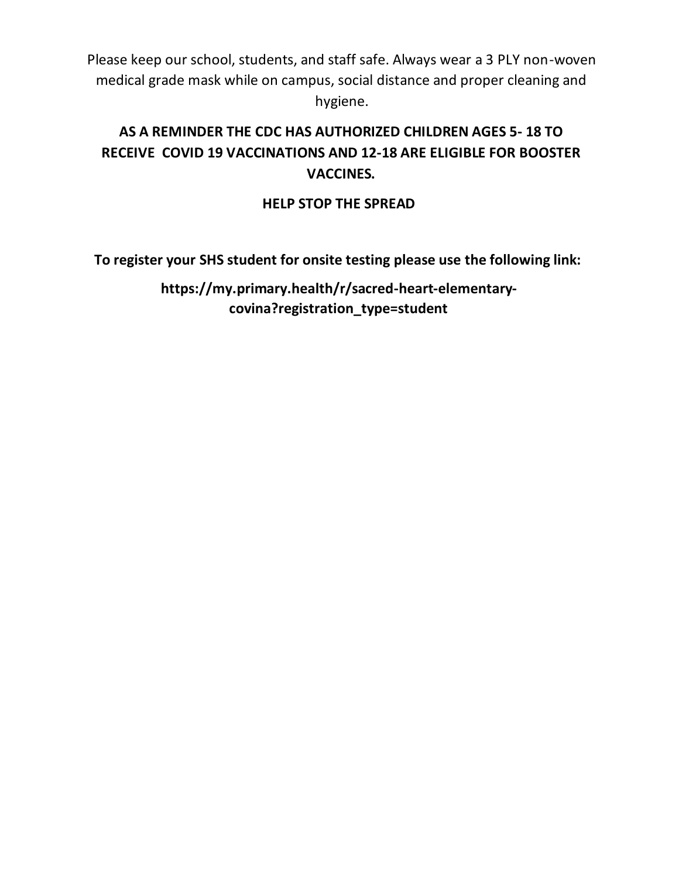Please keep our school, students, and staff safe. Always wear a 3 PLY non-woven medical grade mask while on campus, social distance and proper cleaning and hygiene.

**AS A REMINDER THE CDC HAS AUTHORIZED CHILDREN AGES 5- 18 TO RECEIVE COVID 19 VACCINATIONS AND 12-18 ARE ELIGIBLE FOR BOOSTER VACCINES.**

**HELP STOP THE SPREAD**

**To register your SHS student for onsite testing please use the following link:**

**https://my.primary.health/r/sacred-heart-elementary-covina?registration_type=student**